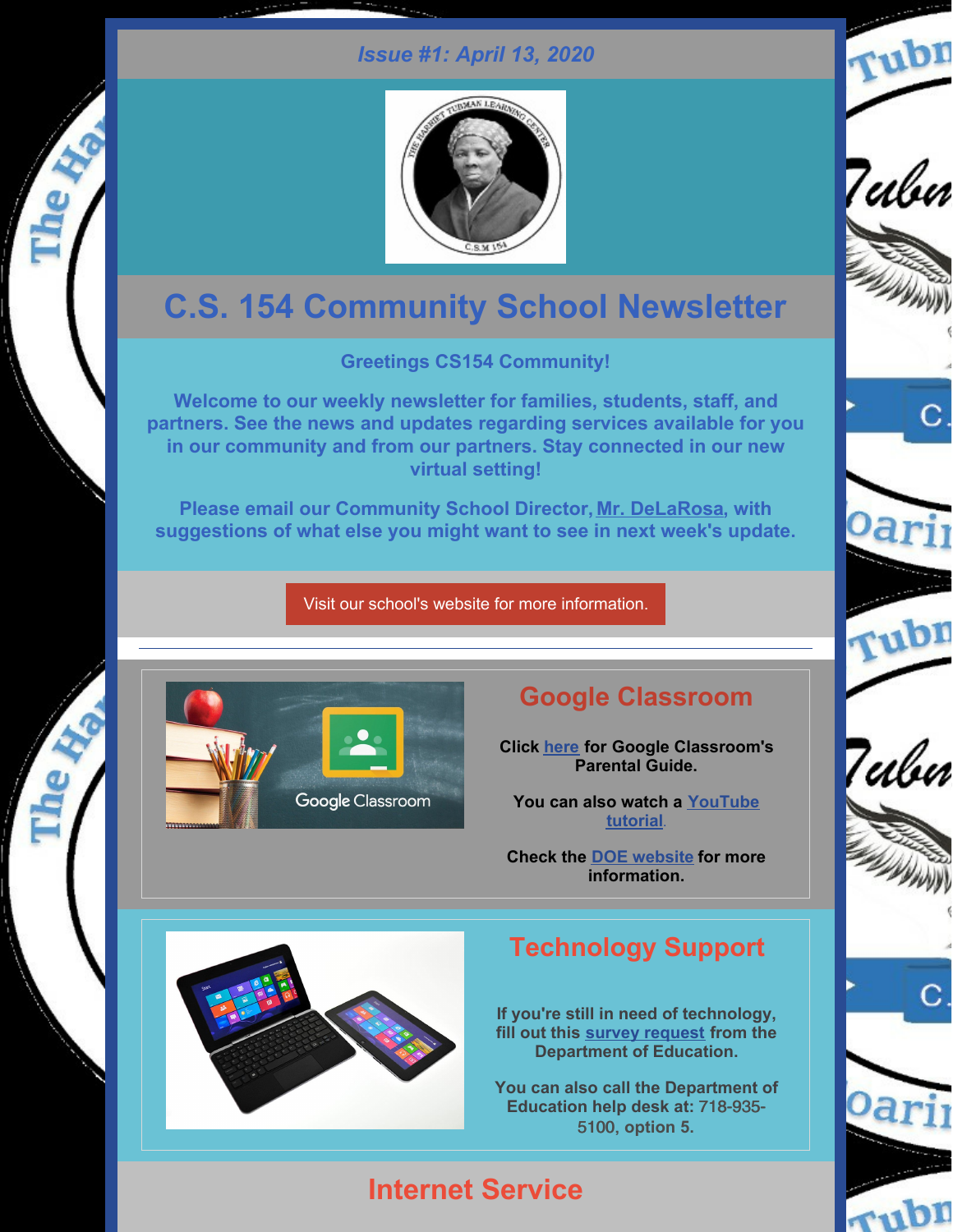*Issue #1: April 13, 2020*

# C.S. 154 Community School Newsletter

**Greetings CS154 Community!**

**Welcome to our weekly newsletter for families, students, staff, and partners. See the news and updates regarding services available for you in our community and from our partners. Stay connected in our new virtual setting!**

**Please email our Community School Director, Mr. DeLaRosa, with suggestions of what else you might want to see in next week's update.**

Visit our school's website for more information.

---

## Google Classroom

**Click here for Google Classroom's Parental Guide.**

**You can also watch a YouTube tutorial.**

**Check the DOE website for more information.**

## Technology Support

**If you're still in need of technology, fill out this survey request from the Department of Education.**

**You can also call the Department of Education help desk at: 718-935-5100, option 5.**

## Internet Service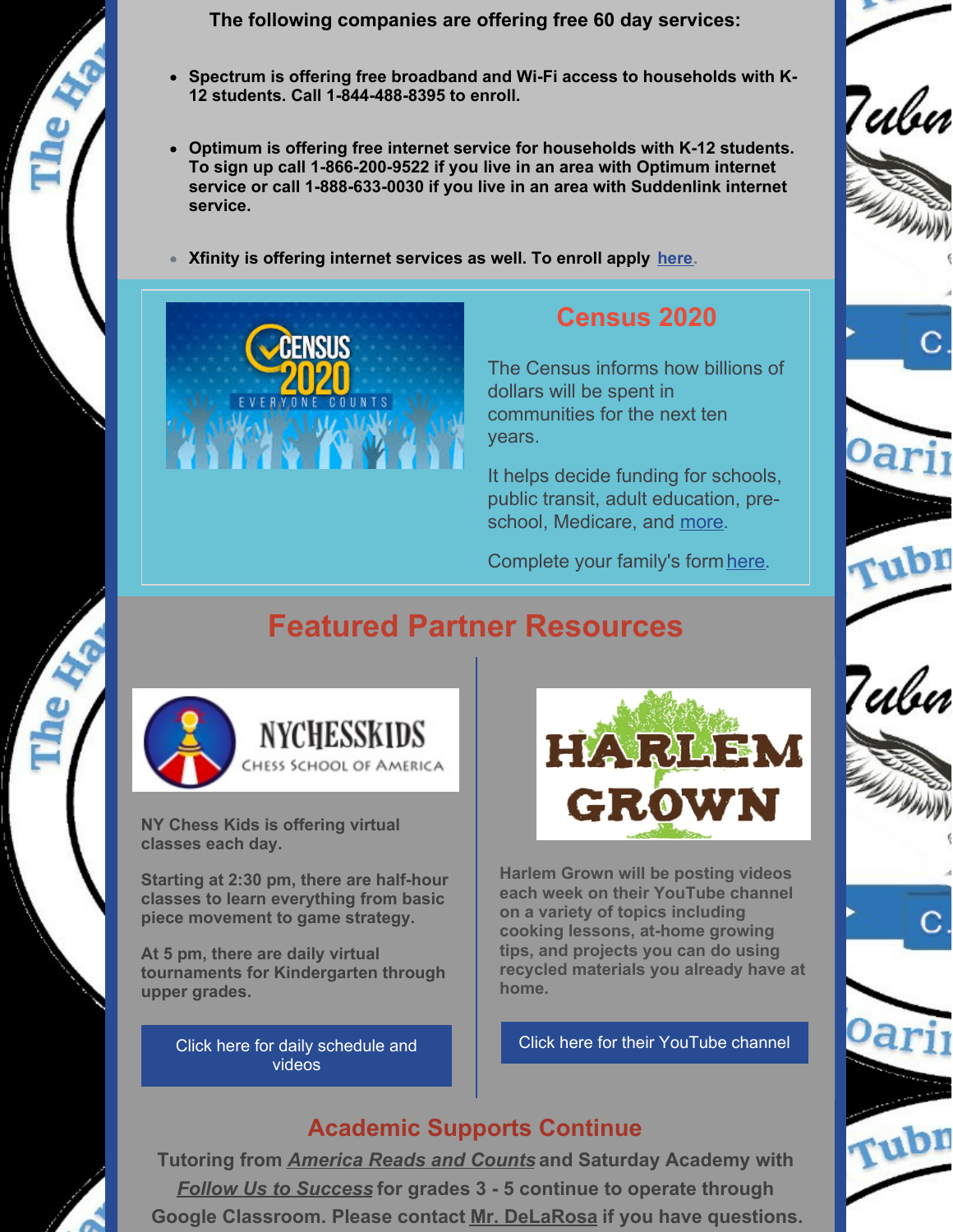**The following companies are offering free 60 day services:**

- **Spectrum is offering free broadband and Wi-Fi access to households with K-12 students. Call 1-844-488-8395 to enroll.**
- **Optimum is offering free internet service for households with K-12 students. To sign up call 1-866-200-9522 if you live in an area with Optimum internet service or call 1-888-633-0030 if you live in an area with Suddenlink internet service.**
- **Xfinity is offering internet services as well. To enroll apply here.**

## Census 2020

The Census informs how billions of dollars will be spent in communities for the next ten years.

It helps decide funding for schools, public transit, adult education, pre-school, Medicare, and more.

Complete your family's form here.

## Featured Partner Resources

**NY Chess Kids is offering virtual classes each day.**

**Starting at 2:30 pm, there are half-hour classes to learn everything from basic piece movement to game strategy.**

**At 5 pm, there are daily virtual tournaments for Kindergarten through upper grades.**

Click here for daily schedule and videos

**Harlem Grown will be posting videos each week on their YouTube channel on a variety of topics including cooking lessons, at-home growing tips, and projects you can do using recycled materials you already have at home.**

Click here for their YouTube channel

## Academic Supports Continue

**Tutoring from *America Reads and Counts* and Saturday Academy with *Follow Us to Success* for grades 3 - 5 continue to operate through Google Classroom. Please contact Mr. DeLaRosa if you have questions.**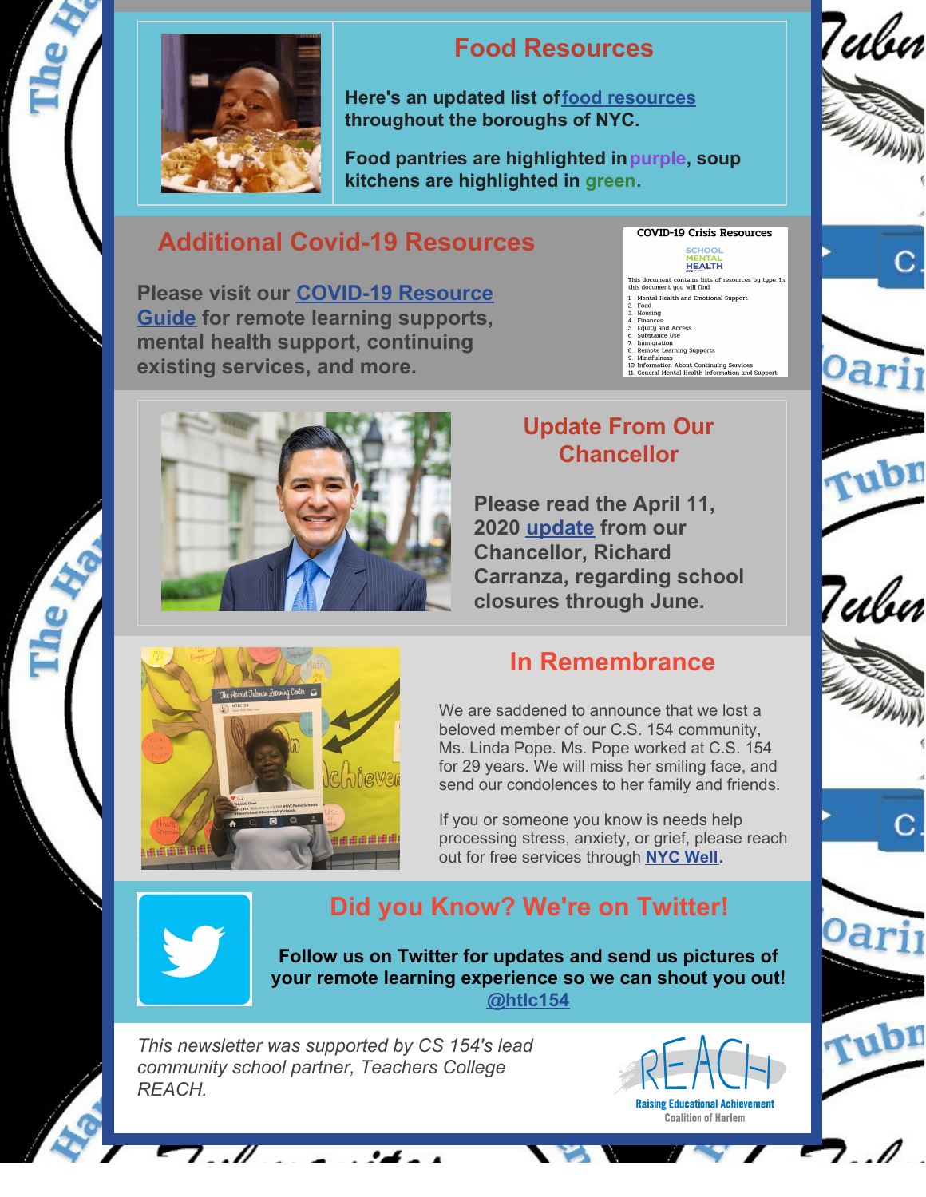## Food Resources

**Here's an updated list of food resources throughout the boroughs of NYC.**

**Food pantries are highlighted in purple, soup kitchens are highlighted in green.**

## Additional Covid-19 Resources

**Please visit our COVID-19 Resource Guide for remote learning supports, mental health support, continuing existing services, and more.**

**COVID-19 Crisis Resources**

SCHOOL MENTAL HEALTH

This document contains lists of resources by type. In this document you will find:

1. Mental Health and Emotional Support
2. Food
3. Housing
4. Finances
5. Equity and Access
6. Substance Use
7. Immigration
8. Remote Learning Supports
9. Mindfulness
10. Information About Continuing Services
11. General Mental Health Information and Support

## Update From Our Chancellor

**Please read the April 11, 2020 update from our Chancellor, Richard Carranza, regarding school closures through June.**

## In Remembrance

We are saddened to announce that we lost a beloved member of our C.S. 154 community, Ms. Linda Pope. Ms. Pope worked at C.S. 154 for 29 years. We will miss her smiling face, and send our condolences to her family and friends.

If you or someone you know is needs help processing stress, anxiety, or grief, please reach out for free services through **NYC Well**.

## Did you Know? We're on Twitter!

**Follow us on Twitter for updates and send us pictures of your remote learning experience so we can shout you out! @htlc154**

*This newsletter was supported by CS 154's lead community school partner, Teachers College REACH.*

REACH
Raising Educational Achievement Coalition of Harlem